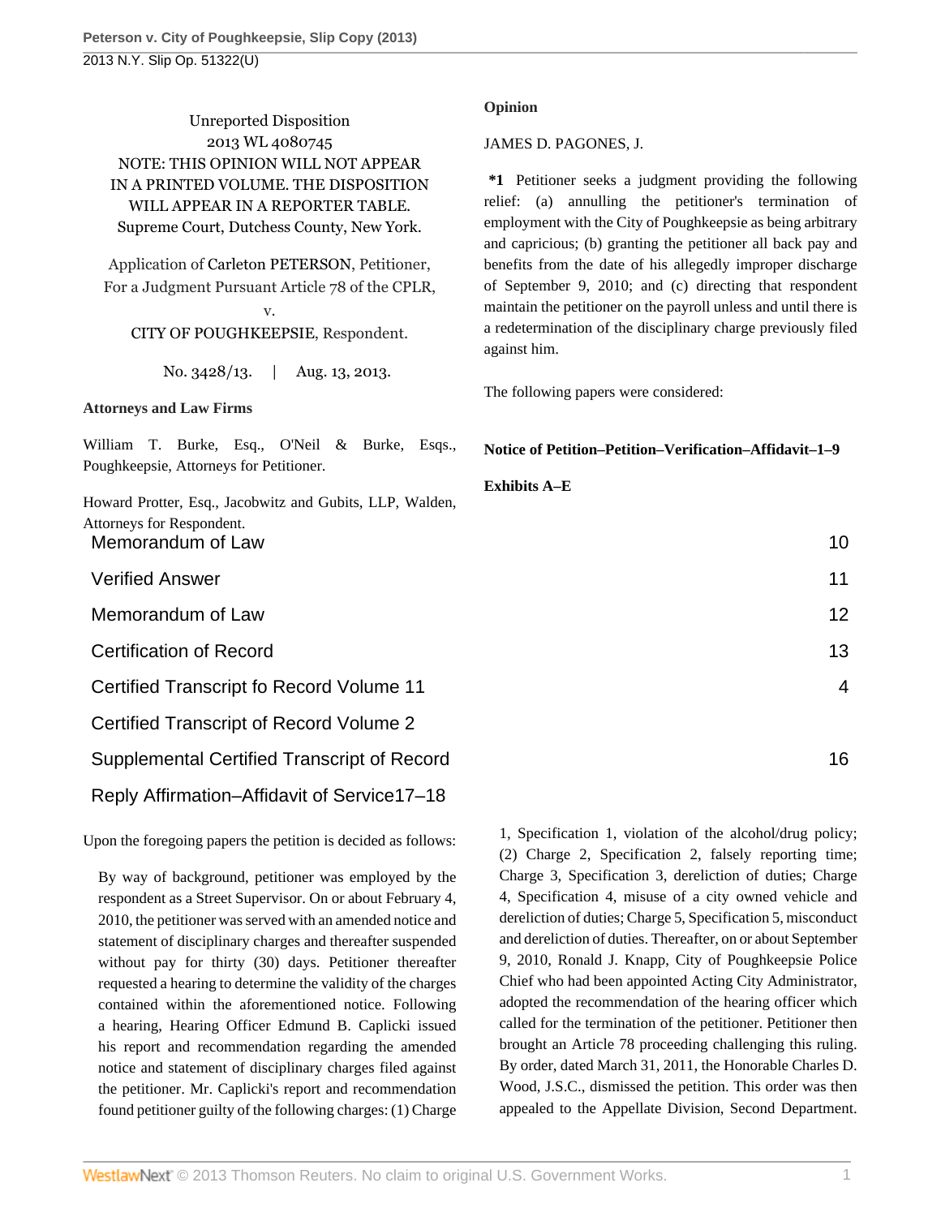Unreported Disposition
2013 WL 4080745
NOTE: THIS OPINION WILL NOT APPEAR IN A PRINTED VOLUME. THE DISPOSITION WILL APPEAR IN A REPORTER TABLE.
Supreme Court, Dutchess County, New York.

Application of Carleton PETERSON, Petitioner, For a Judgment Pursuant Article 78 of the CPLR,
v.
CITY OF POUGHKEEPSIE, Respondent.

No. 3428/13. | Aug. 13, 2013.

**Attorneys and Law Firms**

William T. Burke, Esq., O'Neil & Burke, Esqs., Poughkeepsie, Attorneys for Petitioner.

Howard Protter, Esq., Jacobwitz and Gubits, LLP, Walden, Attorneys for Respondent.

**Opinion**

JAMES D. PAGONES, J.

**\*1** Petitioner seeks a judgment providing the following relief: (a) annulling the petitioner's termination of employment with the City of Poughkeepsie as being arbitrary and capricious; (b) granting the petitioner all back pay and benefits from the date of his allegedly improper discharge of September 9, 2010; and (c) directing that respondent maintain the petitioner on the payroll unless and until there is a redetermination of the disciplinary charge previously filed against him.

The following papers were considered:

**Notice of Petition–Petition–Verification–Affidavit–1–9**

**Exhibits A–E**

| | |
|---|---|
| Memorandum of Law | 10 |
| Verified Answer | 11 |
| Memorandum of Law | 12 |
| Certification of Record | 13 |
| Certified Transcript fo Record Volume 11 | 4 |
| Certified Transcript of Record Volume 2 | |
| Supplemental Certified Transcript of Record | 16 |
| Reply Affirmation–Affidavit of Service17–18 | |

Upon the foregoing papers the petition is decided as follows:

By way of background, petitioner was employed by the respondent as a Street Supervisor. On or about February 4, 2010, the petitioner was served with an amended notice and statement of disciplinary charges and thereafter suspended without pay for thirty (30) days. Petitioner thereafter requested a hearing to determine the validity of the charges contained within the aforementioned notice. Following a hearing, Hearing Officer Edmund B. Caplicki issued his report and recommendation regarding the amended notice and statement of disciplinary charges filed against the petitioner. Mr. Caplicki's report and recommendation found petitioner guilty of the following charges: (1) Charge 1, Specification 1, violation of the alcohol/drug policy; (2) Charge 2, Specification 2, falsely reporting time; Charge 3, Specification 3, dereliction of duties; Charge 4, Specification 4, misuse of a city owned vehicle and dereliction of duties; Charge 5, Specification 5, misconduct and dereliction of duties. Thereafter, on or about September 9, 2010, Ronald J. Knapp, City of Poughkeepsie Police Chief who had been appointed Acting City Administrator, adopted the recommendation of the hearing officer which called for the termination of the petitioner. Petitioner then brought an Article 78 proceeding challenging this ruling. By order, dated March 31, 2011, the Honorable Charles D. Wood, J.S.C., dismissed the petition. This order was then appealed to the Appellate Division, Second Department.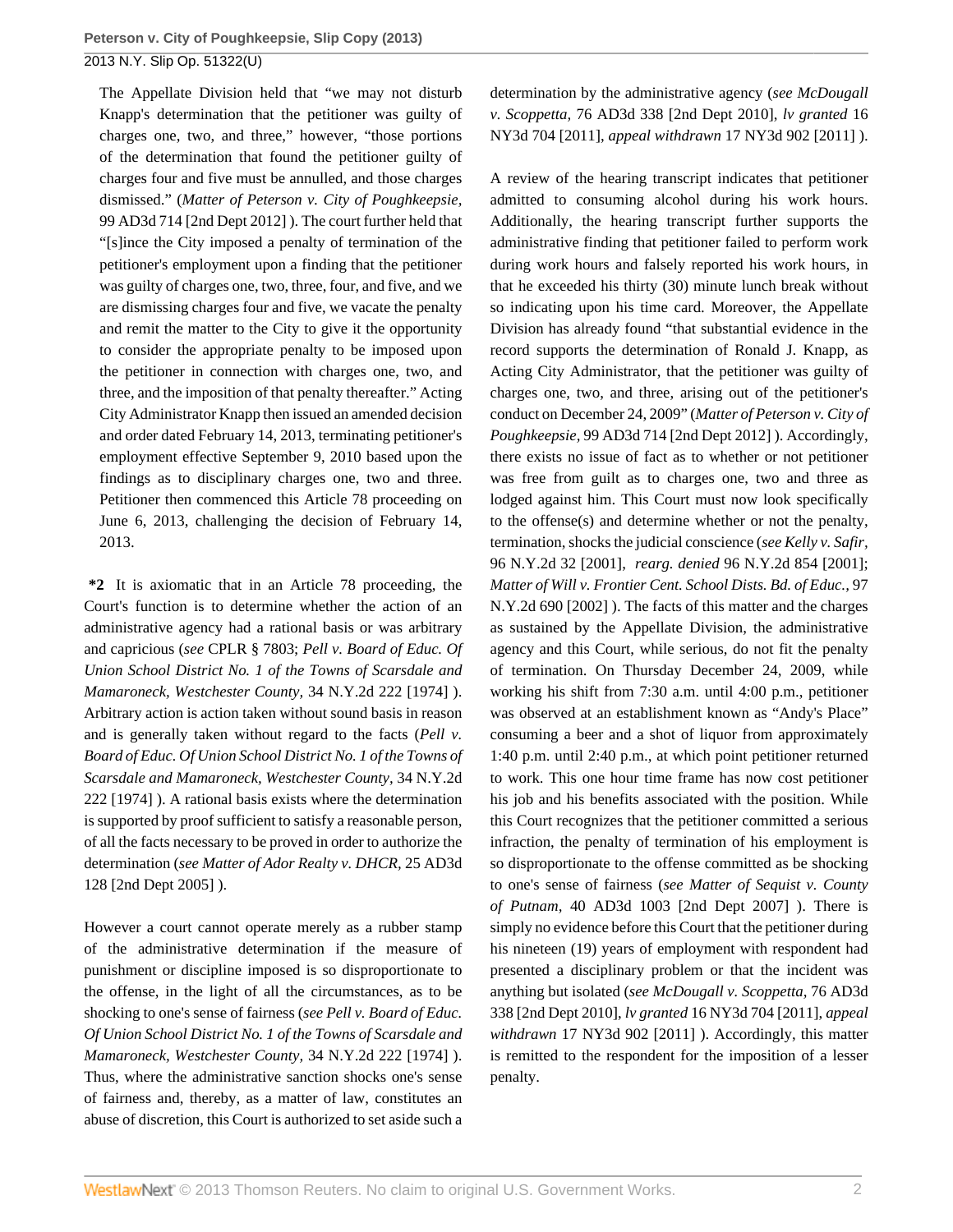The Appellate Division held that "we may not disturb Knapp's determination that the petitioner was guilty of charges one, two, and three," however, "those portions of the determination that found the petitioner guilty of charges four and five must be annulled, and those charges dismissed." (*Matter of Peterson v. City of Poughkeepsie*, 99 AD3d 714 [2nd Dept 2012] ). The court further held that "[s]ince the City imposed a penalty of termination of the petitioner's employment upon a finding that the petitioner was guilty of charges one, two, three, four, and five, and we are dismissing charges four and five, we vacate the penalty and remit the matter to the City to give it the opportunity to consider the appropriate penalty to be imposed upon the petitioner in connection with charges one, two, and three, and the imposition of that penalty thereafter." Acting City Administrator Knapp then issued an amended decision and order dated February 14, 2013, terminating petitioner's employment effective September 9, 2010 based upon the findings as to disciplinary charges one, two and three. Petitioner then commenced this Article 78 proceeding on June 6, 2013, challenging the decision of February 14, 2013.

**\*2** It is axiomatic that in an Article 78 proceeding, the Court's function is to determine whether the action of an administrative agency had a rational basis or was arbitrary and capricious (*see* CPLR § 7803; *Pell v. Board of Educ. Of Union School District No. 1 of the Towns of Scarsdale and Mamaroneck, Westchester County,* 34 N.Y.2d 222 [1974] ). Arbitrary action is action taken without sound basis in reason and is generally taken without regard to the facts (*Pell v. Board of Educ. Of Union School District No. 1 of the Towns of Scarsdale and Mamaroneck, Westchester County,* 34 N.Y.2d 222 [1974] ). A rational basis exists where the determination is supported by proof sufficient to satisfy a reasonable person, of all the facts necessary to be proved in order to authorize the determination (*see Matter of Ador Realty v. DHCR,* 25 AD3d 128 [2nd Dept 2005] ).

However a court cannot operate merely as a rubber stamp of the administrative determination if the measure of punishment or discipline imposed is so disproportionate to the offense, in the light of all the circumstances, as to be shocking to one's sense of fairness (*see Pell v. Board of Educ. Of Union School District No. 1 of the Towns of Scarsdale and Mamaroneck, Westchester County,* 34 N.Y.2d 222 [1974] ). Thus, where the administrative sanction shocks one's sense of fairness and, thereby, as a matter of law, constitutes an abuse of discretion, this Court is authorized to set aside such a determination by the administrative agency (*see McDougall v. Scoppetta,* 76 AD3d 338 [2nd Dept 2010], *lv granted* 16 NY3d 704 [2011], *appeal withdrawn* 17 NY3d 902 [2011] ).

A review of the hearing transcript indicates that petitioner admitted to consuming alcohol during his work hours. Additionally, the hearing transcript further supports the administrative finding that petitioner failed to perform work during work hours and falsely reported his work hours, in that he exceeded his thirty (30) minute lunch break without so indicating upon his time card. Moreover, the Appellate Division has already found "that substantial evidence in the record supports the determination of Ronald J. Knapp, as Acting City Administrator, that the petitioner was guilty of charges one, two, and three, arising out of the petitioner's conduct on December 24, 2009" (*Matter of Peterson v. City of Poughkeepsie,* 99 AD3d 714 [2nd Dept 2012] ). Accordingly, there exists no issue of fact as to whether or not petitioner was free from guilt as to charges one, two and three as lodged against him. This Court must now look specifically to the offense(s) and determine whether or not the penalty, termination, shocks the judicial conscience (*see Kelly v. Safir,* 96 N.Y.2d 32 [2001], *rearg. denied* 96 N.Y.2d 854 [2001]; *Matter of Will v. Frontier Cent. School Dists. Bd. of Educ.,* 97 N.Y.2d 690 [2002] ). The facts of this matter and the charges as sustained by the Appellate Division, the administrative agency and this Court, while serious, do not fit the penalty of termination. On Thursday December 24, 2009, while working his shift from 7:30 a.m. until 4:00 p.m., petitioner was observed at an establishment known as "Andy's Place" consuming a beer and a shot of liquor from approximately 1:40 p.m. until 2:40 p.m., at which point petitioner returned to work. This one hour time frame has now cost petitioner his job and his benefits associated with the position. While this Court recognizes that the petitioner committed a serious infraction, the penalty of termination of his employment is so disproportionate to the offense committed as be shocking to one's sense of fairness (*see Matter of Sequist v. County of Putnam,* 40 AD3d 1003 [2nd Dept 2007] ). There is simply no evidence before this Court that the petitioner during his nineteen (19) years of employment with respondent had presented a disciplinary problem or that the incident was anything but isolated (*see McDougall v. Scoppetta,* 76 AD3d 338 [2nd Dept 2010], *lv granted* 16 NY3d 704 [2011], *appeal withdrawn* 17 NY3d 902 [2011] ). Accordingly, this matter is remitted to the respondent for the imposition of a lesser penalty.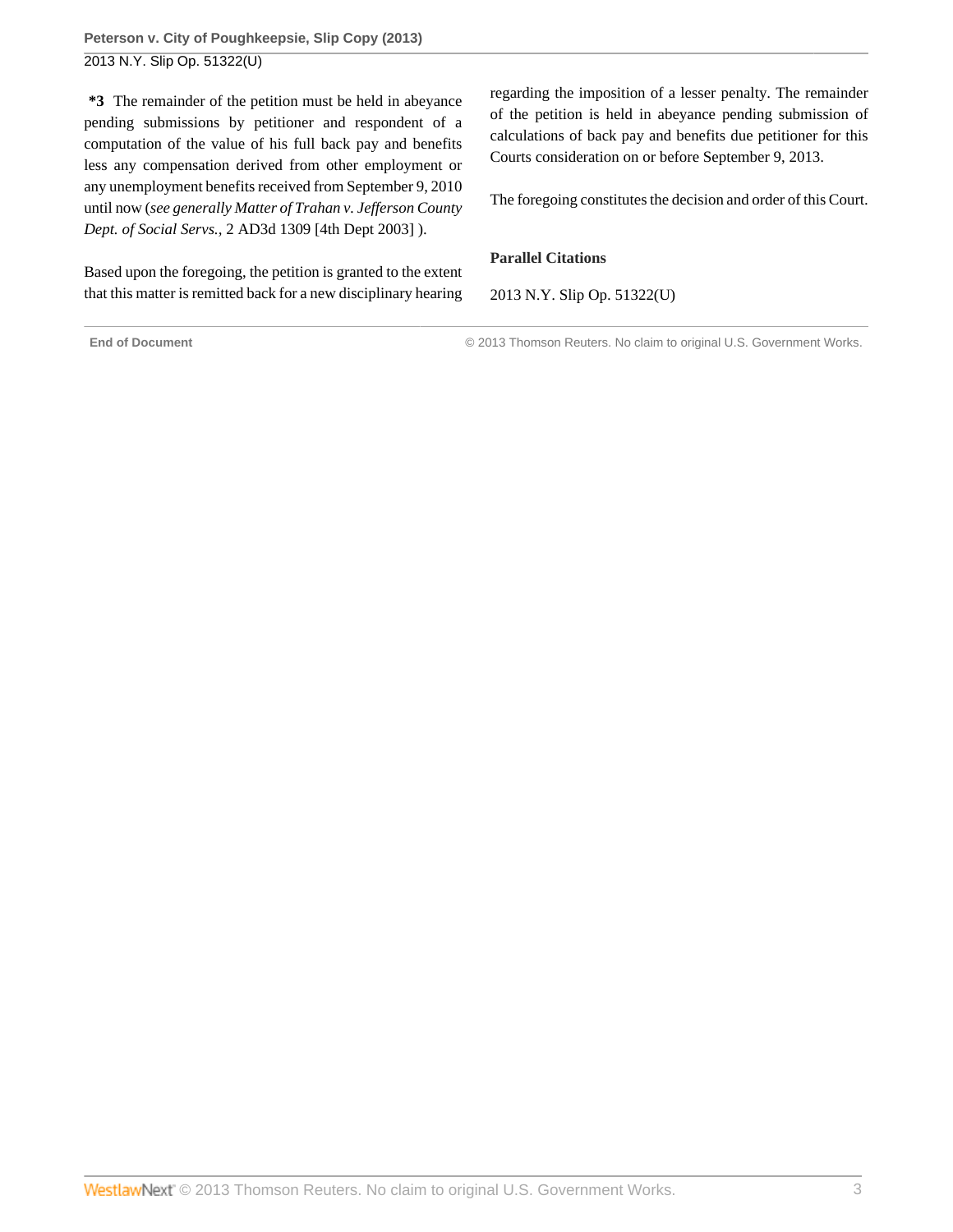**\*3** The remainder of the petition must be held in abeyance pending submissions by petitioner and respondent of a computation of the value of his full back pay and benefits less any compensation derived from other employment or any unemployment benefits received from September 9, 2010 until now (*see generally Matter of Trahan v. Jefferson County Dept. of Social Servs.,* 2 AD3d 1309 [4th Dept 2003] ).

Based upon the foregoing, the petition is granted to the extent that this matter is remitted back for a new disciplinary hearing regarding the imposition of a lesser penalty. The remainder of the petition is held in abeyance pending submission of calculations of back pay and benefits due petitioner for this Courts consideration on or before September 9, 2013.

The foregoing constitutes the decision and order of this Court.

**Parallel Citations**

2013 N.Y. Slip Op. 51322(U)

**End of Document** © 2013 Thomson Reuters. No claim to original U.S. Government Works.